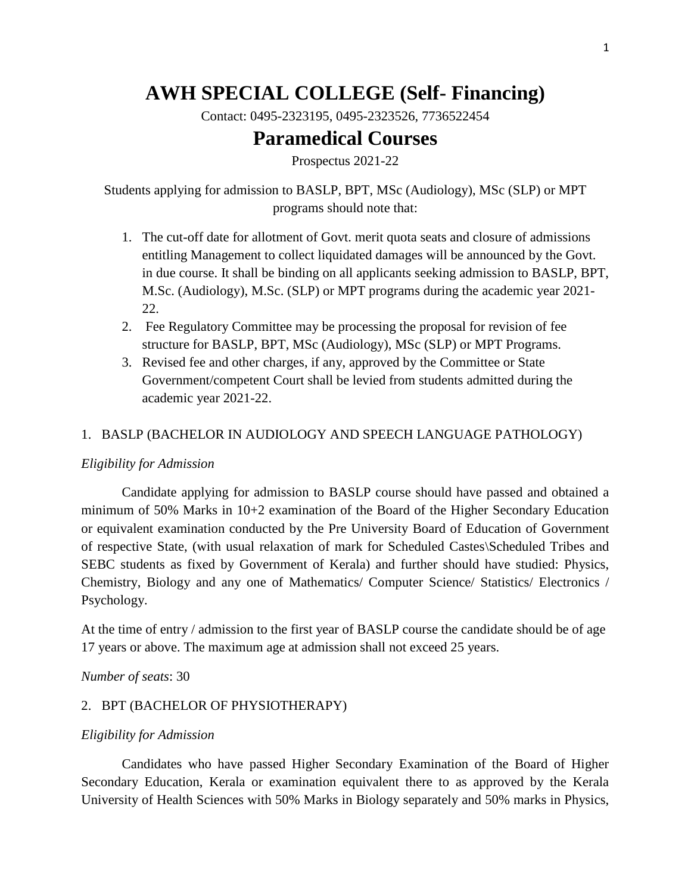# AWH SPECIAL COLLEGE (Self- Financing)

Contact: 0495-2323195, 0495-2323526, 7736522454

# Paramedical Courses

Prospectus 2021-22

Students applying for admission to BASLP, BPT, MSc (Audiology), MSc (SLP) or MPT programs should note that:

1. The cut-off date for allotment of Govt. merit quota seats and closure of admissions entitling Management to collect liquidated damages will be announced by the Govt. in due course. It shall be binding on all applicants seeking admission to BASLP, BPT, M.Sc. (Audiology), M.Sc. (SLP) or MPT programs during the academic year 2021-22.
2. Fee Regulatory Committee may be processing the proposal for revision of fee structure for BASLP, BPT, MSc (Audiology), MSc (SLP) or MPT Programs.
3. Revised fee and other charges, if any, approved by the Committee or State Government/competent Court shall be levied from students admitted during the academic year 2021-22.

## 1. BASLP (BACHELOR IN AUDIOLOGY AND SPEECH LANGUAGE PATHOLOGY)

*Eligibility for Admission*

Candidate applying for admission to BASLP course should have passed and obtained a minimum of 50% Marks in 10+2 examination of the Board of the Higher Secondary Education or equivalent examination conducted by the Pre University Board of Education of Government of respective State, (with usual relaxation of mark for Scheduled Castes\Scheduled Tribes and SEBC students as fixed by Government of Kerala) and further should have studied: Physics, Chemistry, Biology and any one of Mathematics/ Computer Science/ Statistics/ Electronics / Psychology.

At the time of entry / admission to the first year of BASLP course the candidate should be of age 17 years or above. The maximum age at admission shall not exceed 25 years.

*Number of seats*: 30

## 2. BPT (BACHELOR OF PHYSIOTHERAPY)

*Eligibility for Admission*

Candidates who have passed Higher Secondary Examination of the Board of Higher Secondary Education, Kerala or examination equivalent there to as approved by the Kerala University of Health Sciences with 50% Marks in Biology separately and 50% marks in Physics,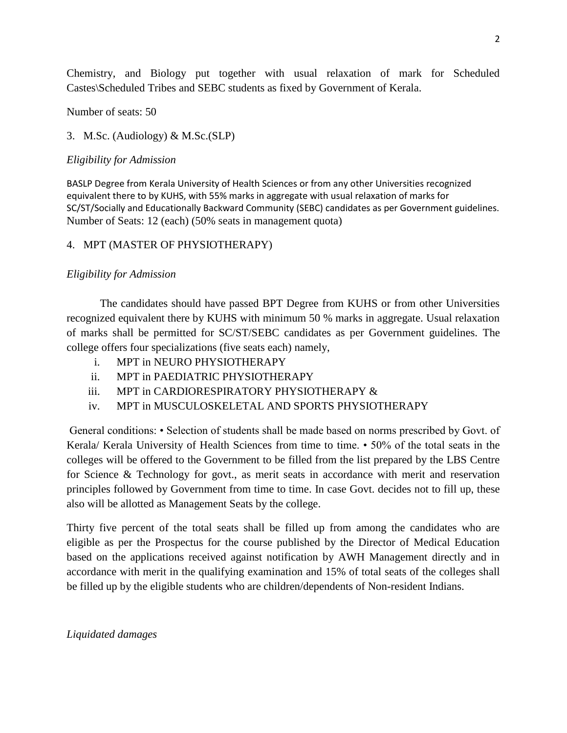Chemistry, and Biology put together with usual relaxation of mark for Scheduled Castes\Scheduled Tribes and SEBC students as fixed by Government of Kerala.

Number of seats: 50

3. M.Sc. (Audiology) & M.Sc.(SLP)

*Eligibility for Admission*

BASLP Degree from Kerala University of Health Sciences or from any other Universities recognized equivalent there to by KUHS, with 55% marks in aggregate with usual relaxation of marks for SC/ST/Socially and Educationally Backward Community (SEBC) candidates as per Government guidelines.
Number of Seats: 12 (each) (50% seats in management quota)

4. MPT (MASTER OF PHYSIOTHERAPY)

*Eligibility for Admission*

The candidates should have passed BPT Degree from KUHS or from other Universities recognized equivalent there by KUHS with minimum 50 % marks in aggregate. Usual relaxation of marks shall be permitted for SC/ST/SEBC candidates as per Government guidelines. The college offers four specializations (five seats each) namely,

i. MPT in NEURO PHYSIOTHERAPY
ii. MPT in PAEDIATRIC PHYSIOTHERAPY
iii. MPT in CARDIORESPIRATORY PHYSIOTHERAPY &
iv. MPT in MUSCULOSKELETAL AND SPORTS PHYSIOTHERAPY

General conditions: • Selection of students shall be made based on norms prescribed by Govt. of Kerala/ Kerala University of Health Sciences from time to time. • 50% of the total seats in the colleges will be offered to the Government to be filled from the list prepared by the LBS Centre for Science & Technology for govt., as merit seats in accordance with merit and reservation principles followed by Government from time to time. In case Govt. decides not to fill up, these also will be allotted as Management Seats by the college.

Thirty five percent of the total seats shall be filled up from among the candidates who are eligible as per the Prospectus for the course published by the Director of Medical Education based on the applications received against notification by AWH Management directly and in accordance with merit in the qualifying examination and 15% of total seats of the colleges shall be filled up by the eligible students who are children/dependents of Non-resident Indians.

*Liquidated damages*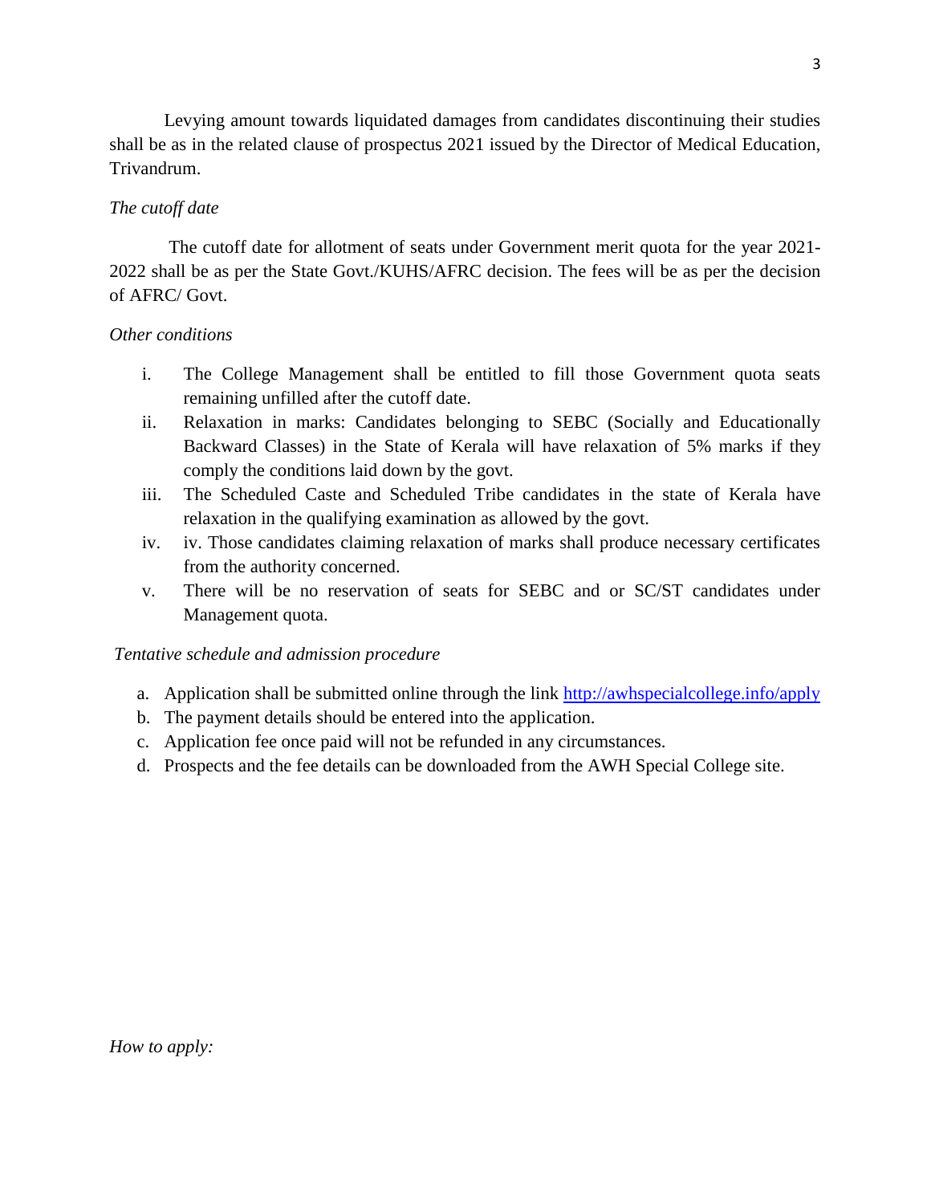Levying amount towards liquidated damages from candidates discontinuing their studies shall be as in the related clause of prospectus 2021 issued by the Director of Medical Education, Trivandrum.

*The cutoff date*

The cutoff date for allotment of seats under Government merit quota for the year 2021-2022 shall be as per the State Govt./KUHS/AFRC decision. The fees will be as per the decision of AFRC/ Govt.

*Other conditions*

i. The College Management shall be entitled to fill those Government quota seats remaining unfilled after the cutoff date.
ii. Relaxation in marks: Candidates belonging to SEBC (Socially and Educationally Backward Classes) in the State of Kerala will have relaxation of 5% marks if they comply the conditions laid down by the govt.
iii. The Scheduled Caste and Scheduled Tribe candidates in the state of Kerala have relaxation in the qualifying examination as allowed by the govt.
iv. iv. Those candidates claiming relaxation of marks shall produce necessary certificates from the authority concerned.
v. There will be no reservation of seats for SEBC and or SC/ST candidates under Management quota.

*Tentative schedule and admission procedure*

a. Application shall be submitted online through the link http://awhspecialcollege.info/apply
b. The payment details should be entered into the application.
c. Application fee once paid will not be refunded in any circumstances.
d. Prospects and the fee details can be downloaded from the AWH Special College site.

*How to apply:*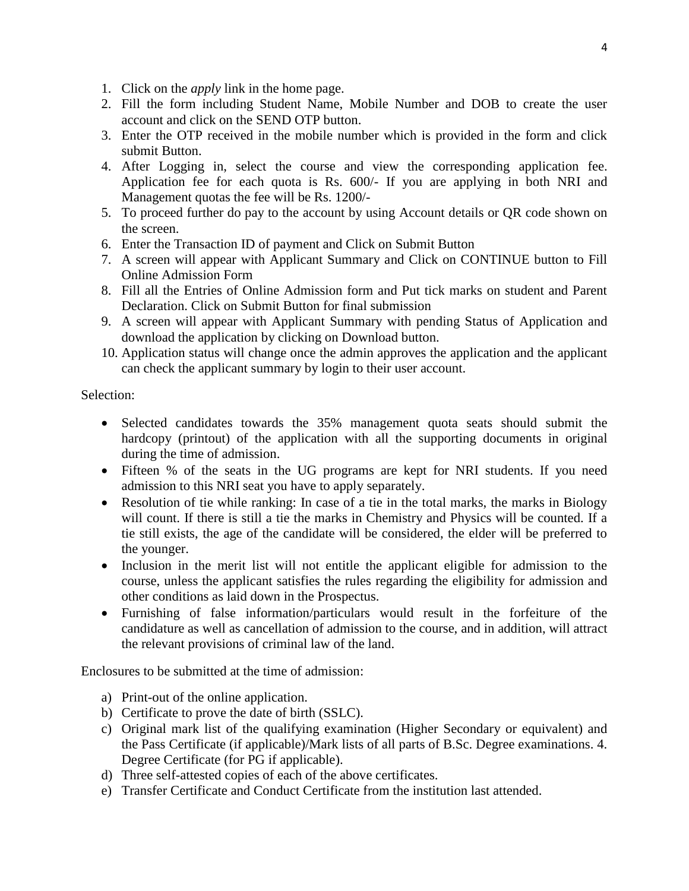1. Click on the *apply* link in the home page.
2. Fill the form including Student Name, Mobile Number and DOB to create the user account and click on the SEND OTP button.
3. Enter the OTP received in the mobile number which is provided in the form and click submit Button.
4. After Logging in, select the course and view the corresponding application fee. Application fee for each quota is Rs. 600/- If you are applying in both NRI and Management quotas the fee will be Rs. 1200/-
5. To proceed further do pay to the account by using Account details or QR code shown on the screen.
6. Enter the Transaction ID of payment and Click on Submit Button
7. A screen will appear with Applicant Summary and Click on CONTINUE button to Fill Online Admission Form
8. Fill all the Entries of Online Admission form and Put tick marks on student and Parent Declaration. Click on Submit Button for final submission
9. A screen will appear with Applicant Summary with pending Status of Application and download the application by clicking on Download button.
10. Application status will change once the admin approves the application and the applicant can check the applicant summary by login to their user account.

Selection:

- Selected candidates towards the 35% management quota seats should submit the hardcopy (printout) of the application with all the supporting documents in original during the time of admission.
- Fifteen % of the seats in the UG programs are kept for NRI students. If you need admission to this NRI seat you have to apply separately.
- Resolution of tie while ranking: In case of a tie in the total marks, the marks in Biology will count. If there is still a tie the marks in Chemistry and Physics will be counted. If a tie still exists, the age of the candidate will be considered, the elder will be preferred to the younger.
- Inclusion in the merit list will not entitle the applicant eligible for admission to the course, unless the applicant satisfies the rules regarding the eligibility for admission and other conditions as laid down in the Prospectus.
- Furnishing of false information/particulars would result in the forfeiture of the candidature as well as cancellation of admission to the course, and in addition, will attract the relevant provisions of criminal law of the land.

Enclosures to be submitted at the time of admission:

a) Print-out of the online application.
b) Certificate to prove the date of birth (SSLC).
c) Original mark list of the qualifying examination (Higher Secondary or equivalent) and the Pass Certificate (if applicable)/Mark lists of all parts of B.Sc. Degree examinations. 4. Degree Certificate (for PG if applicable).
d) Three self-attested copies of each of the above certificates.
e) Transfer Certificate and Conduct Certificate from the institution last attended.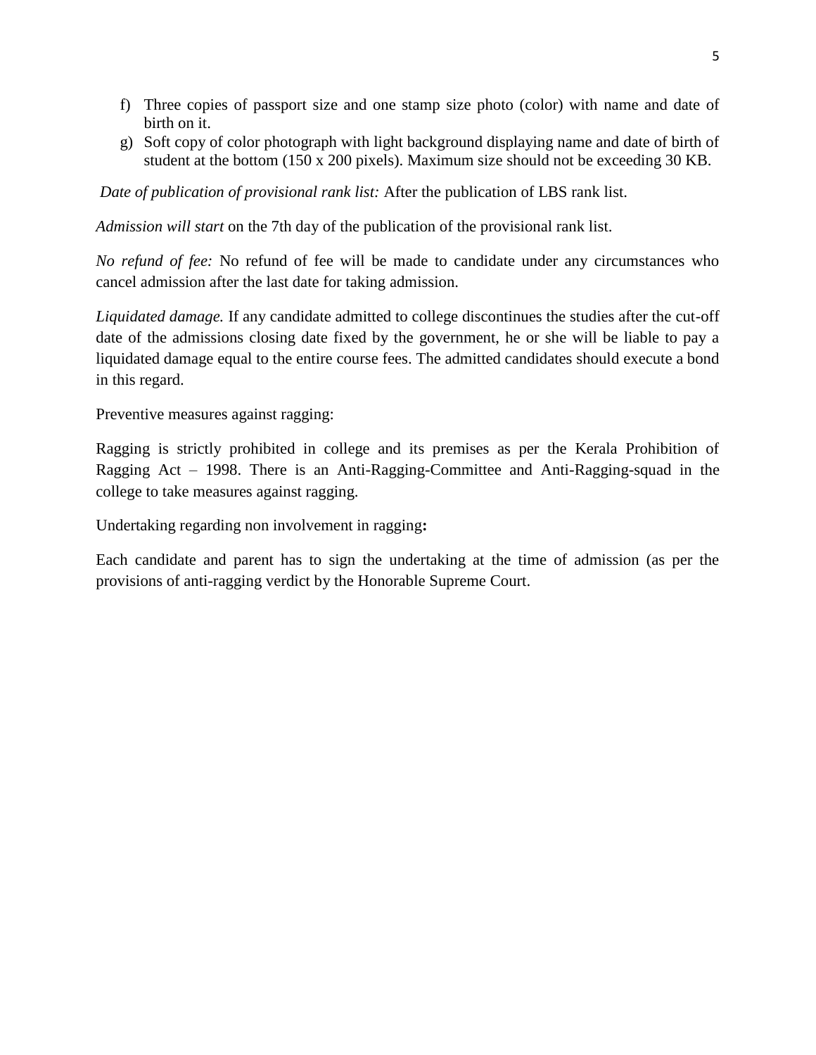f) Three copies of passport size and one stamp size photo (color) with name and date of birth on it.
g) Soft copy of color photograph with light background displaying name and date of birth of student at the bottom (150 x 200 pixels). Maximum size should not be exceeding 30 KB.

*Date of publication of provisional rank list:* After the publication of LBS rank list.

*Admission will start* on the 7th day of the publication of the provisional rank list.

*No refund of fee:* No refund of fee will be made to candidate under any circumstances who cancel admission after the last date for taking admission.

*Liquidated damage.* If any candidate admitted to college discontinues the studies after the cut-off date of the admissions closing date fixed by the government, he or she will be liable to pay a liquidated damage equal to the entire course fees. The admitted candidates should execute a bond in this regard.

Preventive measures against ragging:

Ragging is strictly prohibited in college and its premises as per the Kerala Prohibition of Ragging Act – 1998. There is an Anti-Ragging-Committee and Anti-Ragging-squad in the college to take measures against ragging.

Undertaking regarding non involvement in ragging**:**

Each candidate and parent has to sign the undertaking at the time of admission (as per the provisions of anti-ragging verdict by the Honorable Supreme Court.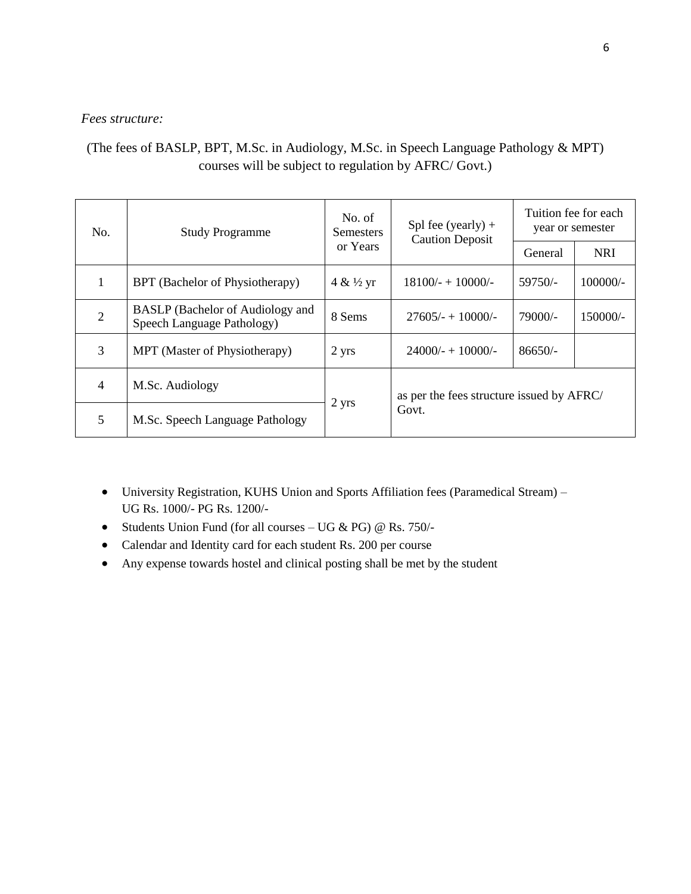*Fees structure:*

(The fees of BASLP, BPT, M.Sc. in Audiology, M.Sc. in Speech Language Pathology & MPT) courses will be subject to regulation by AFRC/ Govt.)

| No. | Study Programme | No. of Semesters or Years | Spl fee (yearly) + Caution Deposit | Tuition fee for each year or semester | |
|---|---|---|---|---|---|
| | | | | General | NRI |
| 1 | BPT (Bachelor of Physiotherapy) | 4 & ½ yr | 18100/- + 10000/- | 59750/- | 100000/- |
| 2 | BASLP (Bachelor of Audiology and Speech Language Pathology) | 8 Sems | 27605/- + 10000/- | 79000/- | 150000/- |
| 3 | MPT (Master of Physiotherapy) | 2 yrs | 24000/- + 10000/- | 86650/- | |
| 4 | M.Sc. Audiology | 2 yrs | as per the fees structure issued by AFRC/ Govt. | | |
| 5 | M.Sc. Speech Language Pathology | | | | |

- University Registration, KUHS Union and Sports Affiliation fees (Paramedical Stream) – UG Rs. 1000/- PG Rs. 1200/-
- Students Union Fund (for all courses – UG & PG) @ Rs. 750/-
- Calendar and Identity card for each student Rs. 200 per course
- Any expense towards hostel and clinical posting shall be met by the student